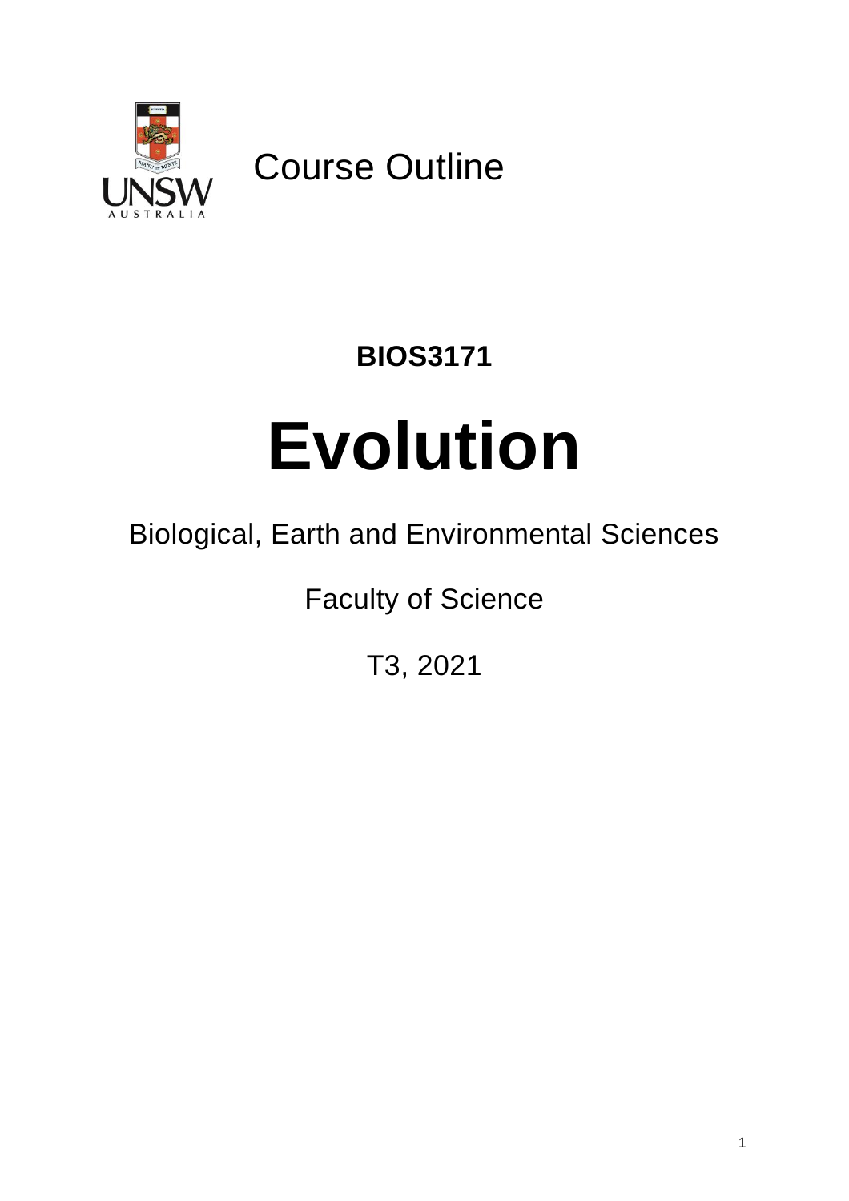Course Outline

**BIOS3171**

# Evolution

Biological, Earth and Environmental Sciences

Faculty of Science

T3, 2021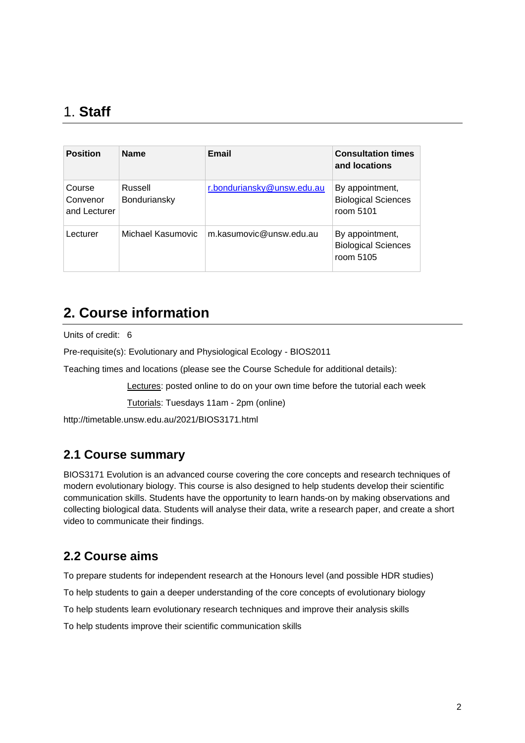# 1. **Staff**

| Position | Name | Email | Consultation times and locations |
| --- | --- | --- | --- |
| Course Convenor and Lecturer | Russell Bonduriansky | r.bonduriansky@unsw.edu.au | By appointment, Biological Sciences room 5101 |
| Lecturer | Michael Kasumovic | m.kasumovic@unsw.edu.au | By appointment, Biological Sciences room 5105 |

# 2. Course information

Units of credit: 6

Pre-requisite(s): Evolutionary and Physiological Ecology - BIOS2011

Teaching times and locations (please see the Course Schedule for additional details):

Lectures: posted online to do on your own time before the tutorial each week

Tutorials: Tuesdays 11am - 2pm (online)

http://timetable.unsw.edu.au/2021/BIOS3171.html

## 2.1 Course summary

BIOS3171 Evolution is an advanced course covering the core concepts and research techniques of modern evolutionary biology. This course is also designed to help students develop their scientific communication skills. Students have the opportunity to learn hands-on by making observations and collecting biological data. Students will analyse their data, write a research paper, and create a short video to communicate their findings.

## 2.2 Course aims

To prepare students for independent research at the Honours level (and possible HDR studies)

To help students to gain a deeper understanding of the core concepts of evolutionary biology

To help students learn evolutionary research techniques and improve their analysis skills

To help students improve their scientific communication skills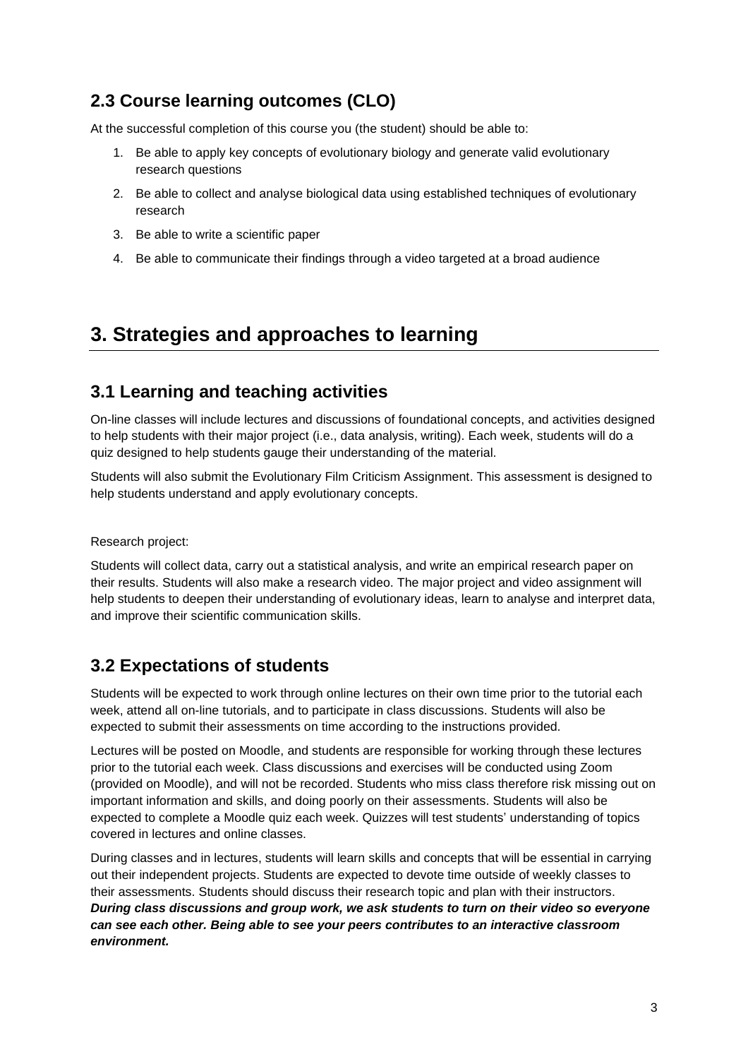### 2.3 Course learning outcomes (CLO)

At the successful completion of this course you (the student) should be able to:

1. Be able to apply key concepts of evolutionary biology and generate valid evolutionary research questions
2. Be able to collect and analyse biological data using established techniques of evolutionary research
3. Be able to write a scientific paper
4. Be able to communicate their findings through a video targeted at a broad audience

## 3. Strategies and approaches to learning

### 3.1 Learning and teaching activities

On-line classes will include lectures and discussions of foundational concepts, and activities designed to help students with their major project (i.e., data analysis, writing). Each week, students will do a quiz designed to help students gauge their understanding of the material.

Students will also submit the Evolutionary Film Criticism Assignment. This assessment is designed to help students understand and apply evolutionary concepts.

Research project:

Students will collect data, carry out a statistical analysis, and write an empirical research paper on their results. Students will also make a research video. The major project and video assignment will help students to deepen their understanding of evolutionary ideas, learn to analyse and interpret data, and improve their scientific communication skills.

### 3.2 Expectations of students

Students will be expected to work through online lectures on their own time prior to the tutorial each week, attend all on-line tutorials, and to participate in class discussions. Students will also be expected to submit their assessments on time according to the instructions provided.

Lectures will be posted on Moodle, and students are responsible for working through these lectures prior to the tutorial each week. Class discussions and exercises will be conducted using Zoom (provided on Moodle), and will not be recorded. Students who miss class therefore risk missing out on important information and skills, and doing poorly on their assessments. Students will also be expected to complete a Moodle quiz each week. Quizzes will test students' understanding of topics covered in lectures and online classes.

During classes and in lectures, students will learn skills and concepts that will be essential in carrying out their independent projects. Students are expected to devote time outside of weekly classes to their assessments. Students should discuss their research topic and plan with their instructors. ***During class discussions and group work, we ask students to turn on their video so everyone can see each other. Being able to see your peers contributes to an interactive classroom environment.***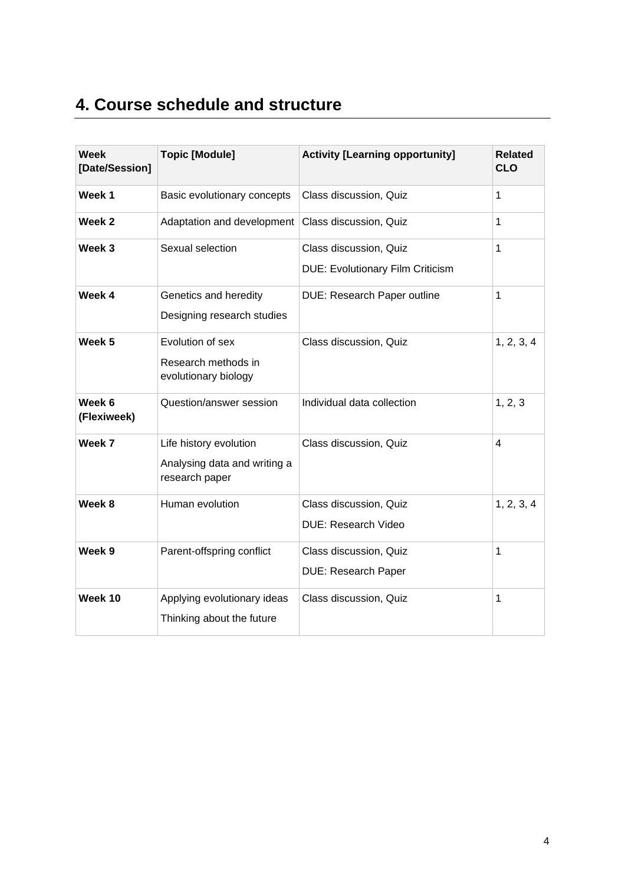## 4. Course schedule and structure

| **Week [Date/Session]** | **Topic [Module]** | **Activity [Learning opportunity]** | **Related CLO** |
|---|---|---|---|
| **Week 1** | Basic evolutionary concepts | Class discussion, Quiz | 1 |
| **Week 2** | Adaptation and development | Class discussion, Quiz | 1 |
| **Week 3** | Sexual selection | Class discussion, Quiz<br>DUE: Evolutionary Film Criticism | 1 |
| **Week 4** | Genetics and heredity<br>Designing research studies | DUE: Research Paper outline | 1 |
| **Week 5** | Evolution of sex<br>Research methods in evolutionary biology | Class discussion, Quiz | 1, 2, 3, 4 |
| **Week 6 (Flexiweek)** | Question/answer session | Individual data collection | 1, 2, 3 |
| **Week 7** | Life history evolution<br>Analysing data and writing a research paper | Class discussion, Quiz | 4 |
| **Week 8** | Human evolution | Class discussion, Quiz<br>DUE: Research Video | 1, 2, 3, 4 |
| **Week 9** | Parent-offspring conflict | Class discussion, Quiz<br>DUE: Research Paper | 1 |
| **Week 10** | Applying evolutionary ideas<br>Thinking about the future | Class discussion, Quiz | 1 |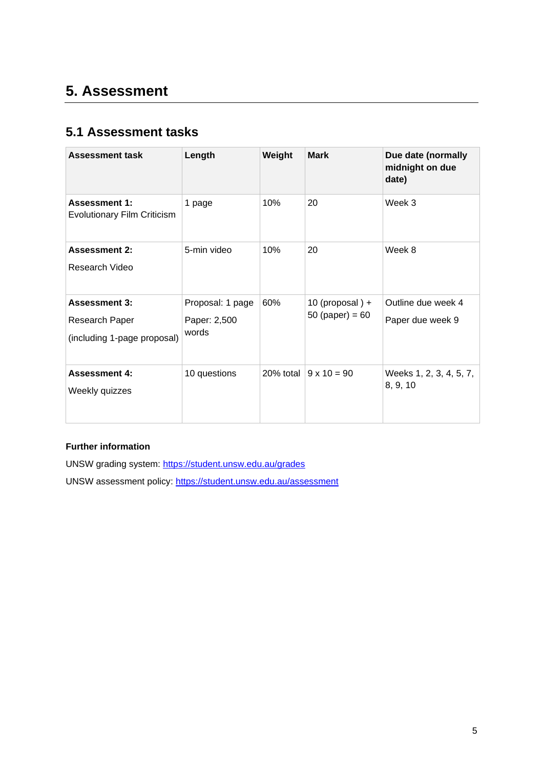## 5. Assessment

### 5.1 Assessment tasks

| Assessment task | Length | Weight | Mark | Due date (normally midnight on due date) |
| --- | --- | --- | --- | --- |
| **Assessment 1:** Evolutionary Film Criticism | 1 page | 10% | 20 | Week 3 |
| **Assessment 2:** Research Video | 5-min video | 10% | 20 | Week 8 |
| **Assessment 3:** Research Paper (including 1-page proposal) | Proposal: 1 page Paper: 2,500 words | 60% | 10 (proposal ) + 50 (paper) = 60 | Outline due week 4 Paper due week 9 |
| **Assessment 4:** Weekly quizzes | 10 questions | 20% total | 9 x 10 = 90 | Weeks 1, 2, 3, 4, 5, 7, 8, 9, 10 |

**Further information**

UNSW grading system: https://student.unsw.edu.au/grades

UNSW assessment policy: https://student.unsw.edu.au/assessment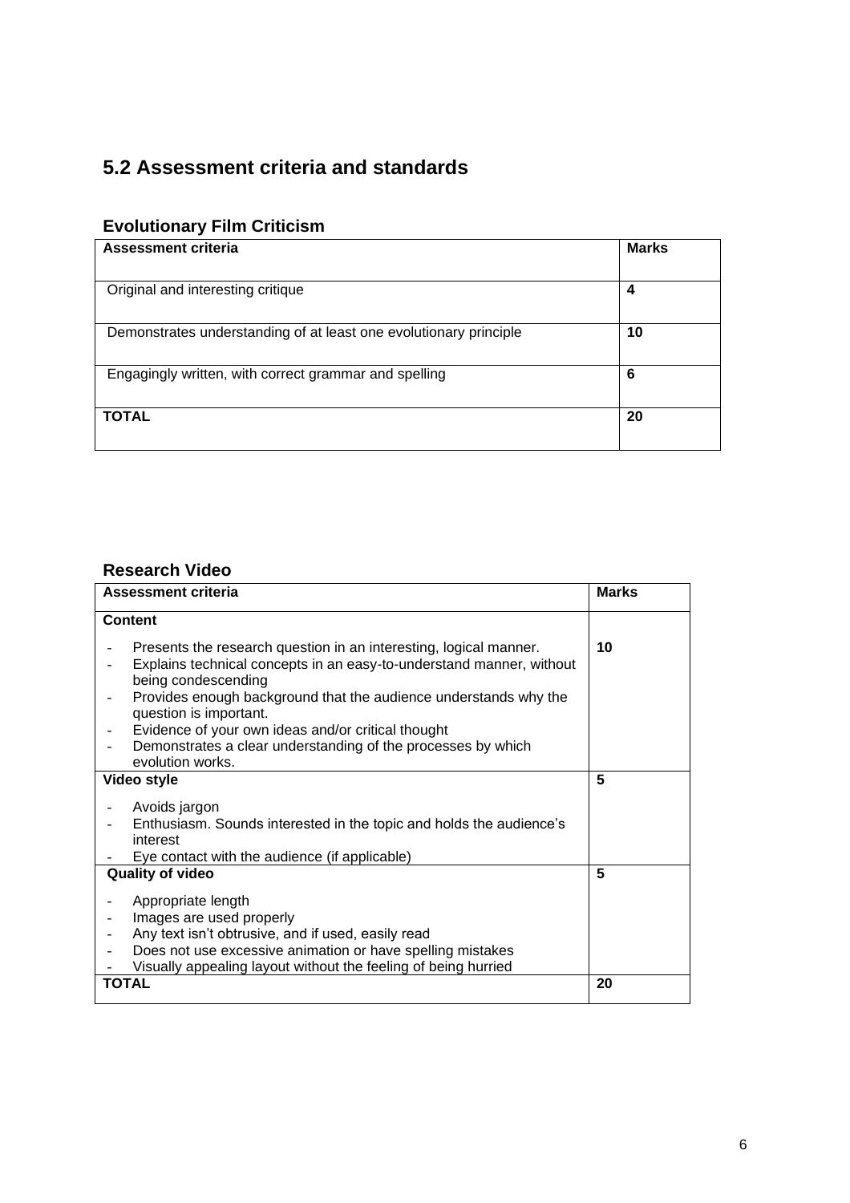## 5.2 Assessment criteria and standards

### Evolutionary Film Criticism

| Assessment criteria | Marks |
| --- | --- |
| Original and interesting critique | **4** |
| Demonstrates understanding of at least one evolutionary principle | **10** |
| Engagingly written, with correct grammar and spelling | **6** |
| **TOTAL** | **20** |

### Research Video

| Assessment criteria | Marks |
| --- | --- |
| **Content**<br>- Presents the research question in an interesting, logical manner.<br>- Explains technical concepts in an easy-to-understand manner, without being condescending<br>- Provides enough background that the audience understands why the question is important.<br>- Evidence of your own ideas and/or critical thought<br>- Demonstrates a clear understanding of the processes by which evolution works. | **10** |
| **Video style**<br>- Avoids jargon<br>- Enthusiasm. Sounds interested in the topic and holds the audience's interest<br>- Eye contact with the audience (if applicable) | **5** |
| **Quality of video**<br>- Appropriate length<br>- Images are used properly<br>- Any text isn't obtrusive, and if used, easily read<br>- Does not use excessive animation or have spelling mistakes<br>- Visually appealing layout without the feeling of being hurried | **5** |
| **TOTAL** | **20** |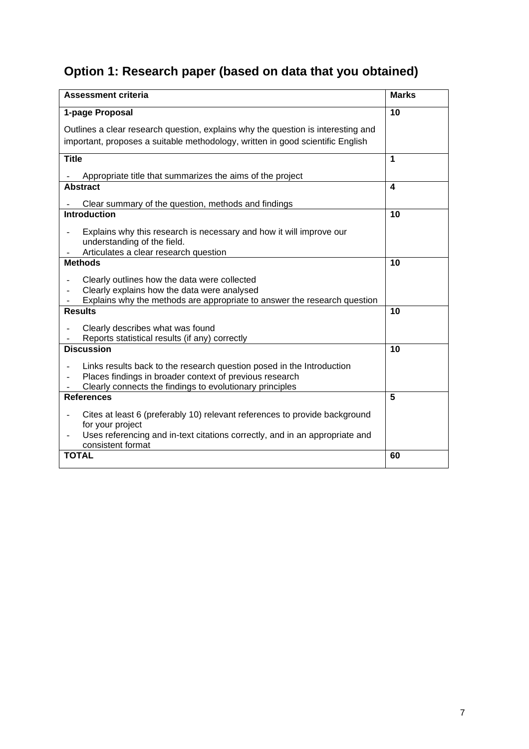## Option 1: Research paper (based on data that you obtained)

| Assessment criteria | Marks |
|---|---|
| **1-page Proposal**<br><br>Outlines a clear research question, explains why the question is interesting and important, proposes a suitable methodology, written in good scientific English | **10** |
| **Title**<br><br>- Appropriate title that summarizes the aims of the project | **1** |
| **Abstract**<br><br>- Clear summary of the question, methods and findings | **4** |
| **Introduction**<br><br>- Explains why this research is necessary and how it will improve our understanding of the field.<br>- Articulates a clear research question | **10** |
| **Methods**<br><br>- Clearly outlines how the data were collected<br>- Clearly explains how the data were analysed<br>- Explains why the methods are appropriate to answer the research question | **10** |
| **Results**<br><br>- Clearly describes what was found<br>- Reports statistical results (if any) correctly | **10** |
| **Discussion**<br><br>- Links results back to the research question posed in the Introduction<br>- Places findings in broader context of previous research<br>- Clearly connects the findings to evolutionary principles | **10** |
| **References**<br><br>- Cites at least 6 (preferably 10) relevant references to provide background for your project<br>- Uses referencing and in-text citations correctly, and in an appropriate and consistent format | **5** |
| **TOTAL** | **60** |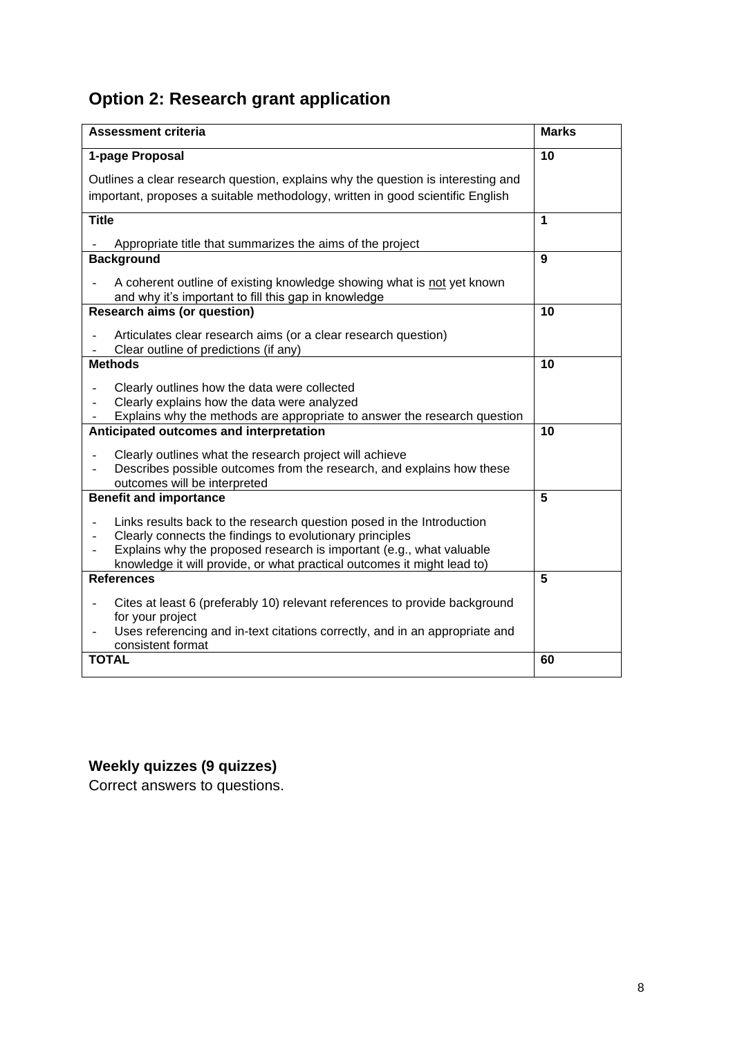## Option 2: Research grant application

| Assessment criteria | Marks |
|---|---|
| **1-page Proposal**<br><br>Outlines a clear research question, explains why the question is interesting and important, proposes a suitable methodology, written in good scientific English | **10** |
| **Title**<br><br>- Appropriate title that summarizes the aims of the project | **1** |
| **Background**<br><br>- A coherent outline of existing knowledge showing what is <u>not</u> yet known and why it's important to fill this gap in knowledge | **9** |
| **Research aims (or question)**<br><br>- Articulates clear research aims (or a clear research question)<br>- Clear outline of predictions (if any) | **10** |
| **Methods**<br><br>- Clearly outlines how the data were collected<br>- Clearly explains how the data were analyzed<br>- Explains why the methods are appropriate to answer the research question | **10** |
| **Anticipated outcomes and interpretation**<br><br>- Clearly outlines what the research project will achieve<br>- Describes possible outcomes from the research, and explains how these outcomes will be interpreted | **10** |
| **Benefit and importance**<br><br>- Links results back to the research question posed in the Introduction<br>- Clearly connects the findings to evolutionary principles<br>- Explains why the proposed research is important (e.g., what valuable knowledge it will provide, or what practical outcomes it might lead to) | **5** |
| **References**<br><br>- Cites at least 6 (preferably 10) relevant references to provide background for your project<br>- Uses referencing and in-text citations correctly, and in an appropriate and consistent format | **5** |
| **TOTAL** | **60** |

**Weekly quizzes (9 quizzes)**

Correct answers to questions.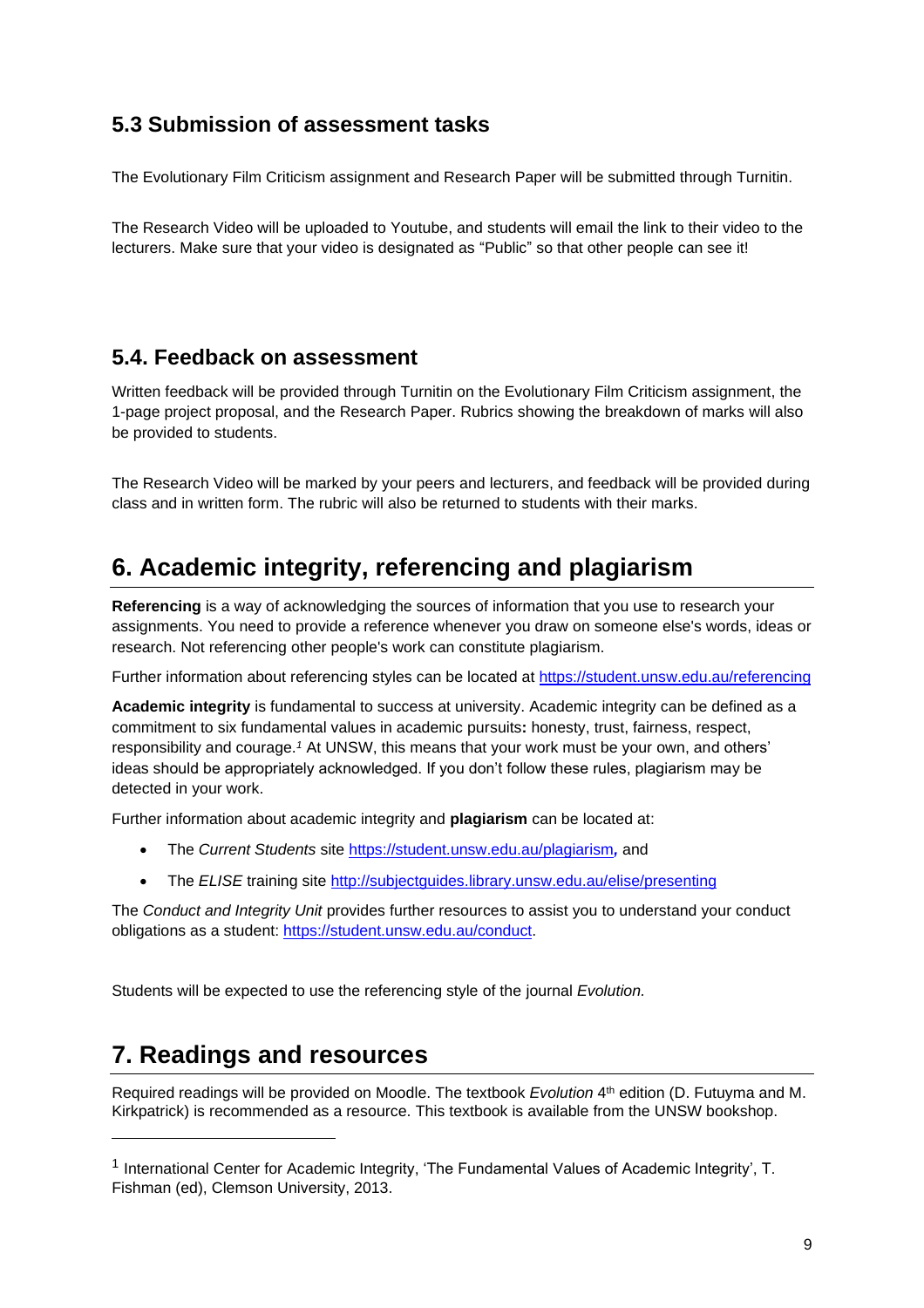### 5.3 Submission of assessment tasks

The Evolutionary Film Criticism assignment and Research Paper will be submitted through Turnitin.

The Research Video will be uploaded to Youtube, and students will email the link to their video to the lecturers. Make sure that your video is designated as "Public" so that other people can see it!

### 5.4. Feedback on assessment

Written feedback will be provided through Turnitin on the Evolutionary Film Criticism assignment, the 1-page project proposal, and the Research Paper. Rubrics showing the breakdown of marks will also be provided to students.

The Research Video will be marked by your peers and lecturers, and feedback will be provided during class and in written form. The rubric will also be returned to students with their marks.

## 6. Academic integrity, referencing and plagiarism

**Referencing** is a way of acknowledging the sources of information that you use to research your assignments. You need to provide a reference whenever you draw on someone else's words, ideas or research. Not referencing other people's work can constitute plagiarism.

Further information about referencing styles can be located at https://student.unsw.edu.au/referencing

**Academic integrity** is fundamental to success at university. Academic integrity can be defined as a commitment to six fundamental values in academic pursuits**:** honesty, trust, fairness, respect, responsibility and courage.[1] At UNSW, this means that your work must be your own, and others' ideas should be appropriately acknowledged. If you don't follow these rules, plagiarism may be detected in your work.

Further information about academic integrity and **plagiarism** can be located at:

- The *Current Students* site https://student.unsw.edu.au/plagiarism**,** and
- The *ELISE* training site http://subjectguides.library.unsw.edu.au/elise/presenting

The *Conduct and Integrity Unit* provides further resources to assist you to understand your conduct obligations as a student: https://student.unsw.edu.au/conduct.

Students will be expected to use the referencing style of the journal *Evolution.*

## 7. Readings and resources

Required readings will be provided on Moodle. The textbook *Evolution* 4th edition (D. Futuyma and M. Kirkpatrick) is recommended as a resource. This textbook is available from the UNSW bookshop.

---

[1] International Center for Academic Integrity, 'The Fundamental Values of Academic Integrity', T. Fishman (ed), Clemson University, 2013.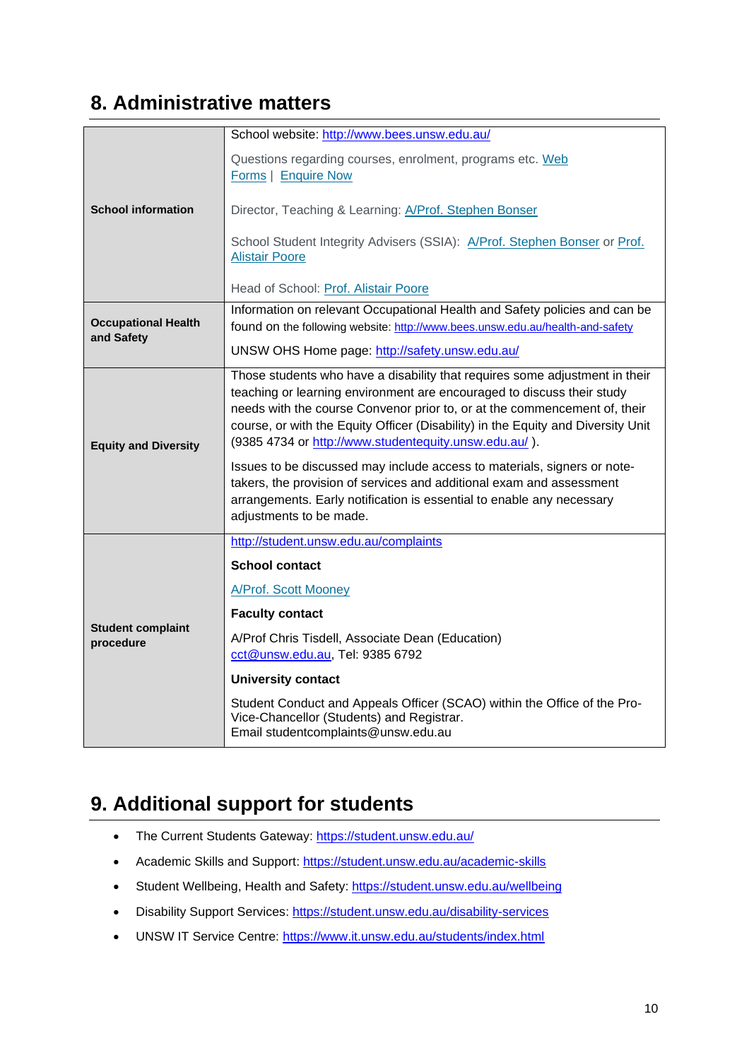## 8. Administrative matters

| | |
|---|---|
| **School information** | School website: http://www.bees.unsw.edu.au/<br><br>Questions regarding courses, enrolment, programs etc. Web Forms \| Enquire Now<br><br>Director, Teaching & Learning: A/Prof. Stephen Bonser<br><br>School Student Integrity Advisers (SSIA): A/Prof. Stephen Bonser or Prof. Alistair Poore<br><br>Head of School: Prof. Alistair Poore |
| **Occupational Health and Safety** | Information on relevant Occupational Health and Safety policies and can be found on the following website: http://www.bees.unsw.edu.au/health-and-safety<br><br>UNSW OHS Home page: http://safety.unsw.edu.au/ |
| **Equity and Diversity** | Those students who have a disability that requires some adjustment in their teaching or learning environment are encouraged to discuss their study needs with the course Convenor prior to, or at the commencement of, their course, or with the Equity Officer (Disability) in the Equity and Diversity Unit (9385 4734 or http://www.studentequity.unsw.edu.au/ ).<br><br>Issues to be discussed may include access to materials, signers or note-takers, the provision of services and additional exam and assessment arrangements. Early notification is essential to enable any necessary adjustments to be made. |
| **Student complaint procedure** | http://student.unsw.edu.au/complaints<br><br>**School contact**<br><br>A/Prof. Scott Mooney<br><br>**Faculty contact**<br><br>A/Prof Chris Tisdell, Associate Dean (Education) cct@unsw.edu.au, Tel: 9385 6792<br><br>**University contact**<br><br>Student Conduct and Appeals Officer (SCAO) within the Office of the Pro-Vice-Chancellor (Students) and Registrar.<br>Email studentcomplaints@unsw.edu.au |

## 9. Additional support for students

- The Current Students Gateway: https://student.unsw.edu.au/
- Academic Skills and Support: https://student.unsw.edu.au/academic-skills
- Student Wellbeing, Health and Safety: https://student.unsw.edu.au/wellbeing
- Disability Support Services: https://student.unsw.edu.au/disability-services
- UNSW IT Service Centre: https://www.it.unsw.edu.au/students/index.html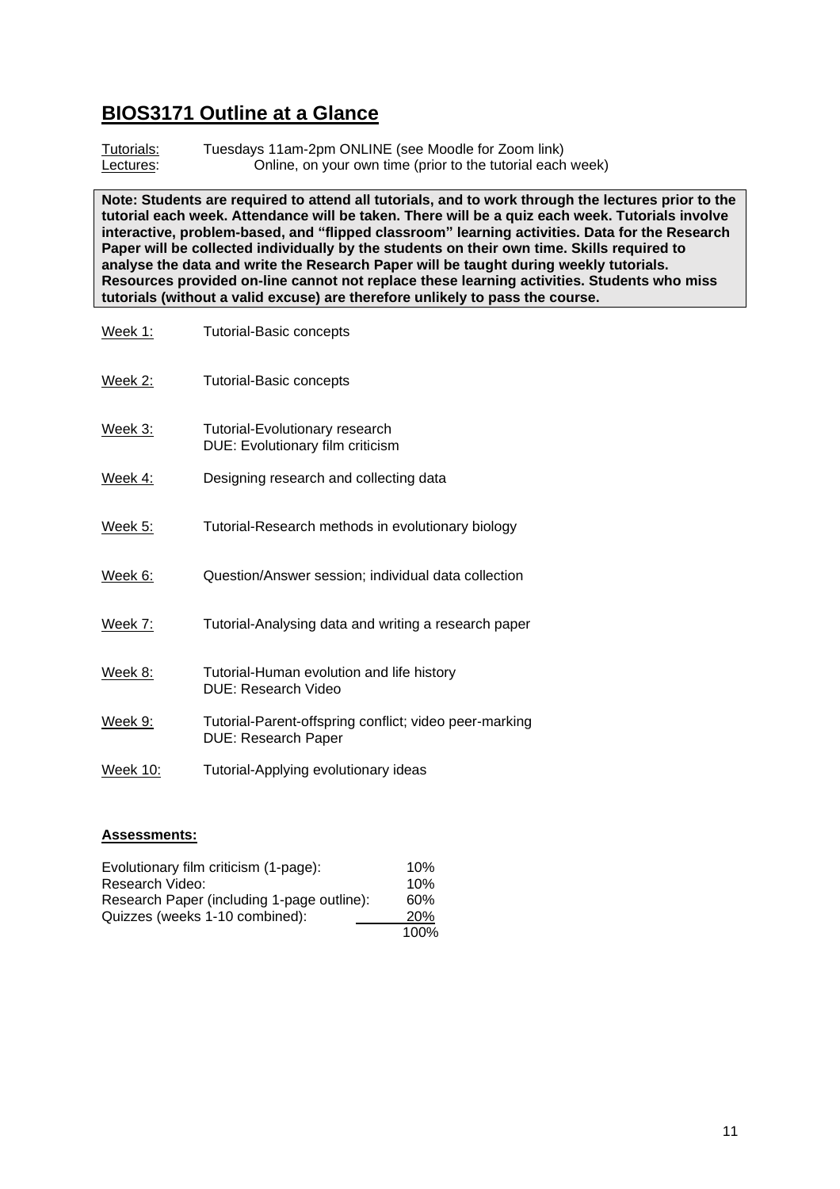# BIOS3171 Outline at a Glance

Tutorials: Tuesdays 11am-2pm ONLINE (see Moodle for Zoom link)
Lectures: Online, on your own time (prior to the tutorial each week)

**Note: Students are required to attend all tutorials, and to work through the lectures prior to the tutorial each week. Attendance will be taken. There will be a quiz each week. Tutorials involve interactive, problem-based, and "flipped classroom" learning activities. Data for the Research Paper will be collected individually by the students on their own time. Skills required to analyse the data and write the Research Paper will be taught during weekly tutorials. Resources provided on-line cannot not replace these learning activities. Students who miss tutorials (without a valid excuse) are therefore unlikely to pass the course.**

Week 1: Tutorial-Basic concepts

Week 2: Tutorial-Basic concepts

Week 3: Tutorial-Evolutionary research
DUE: Evolutionary film criticism

Week 4: Designing research and collecting data

Week 5: Tutorial-Research methods in evolutionary biology

Week 6: Question/Answer session; individual data collection

Week 7: Tutorial-Analysing data and writing a research paper

Week 8: Tutorial-Human evolution and life history
DUE: Research Video

Week 9: Tutorial-Parent-offspring conflict; video peer-marking
DUE: Research Paper

Week 10: Tutorial-Applying evolutionary ideas

**Assessments:**

| | |
|---|---|
| Evolutionary film criticism (1-page): | 10% |
| Research Video: | 10% |
| Research Paper (including 1-page outline): | 60% |
| Quizzes (weeks 1-10 combined): | 20% |
| | 100% |